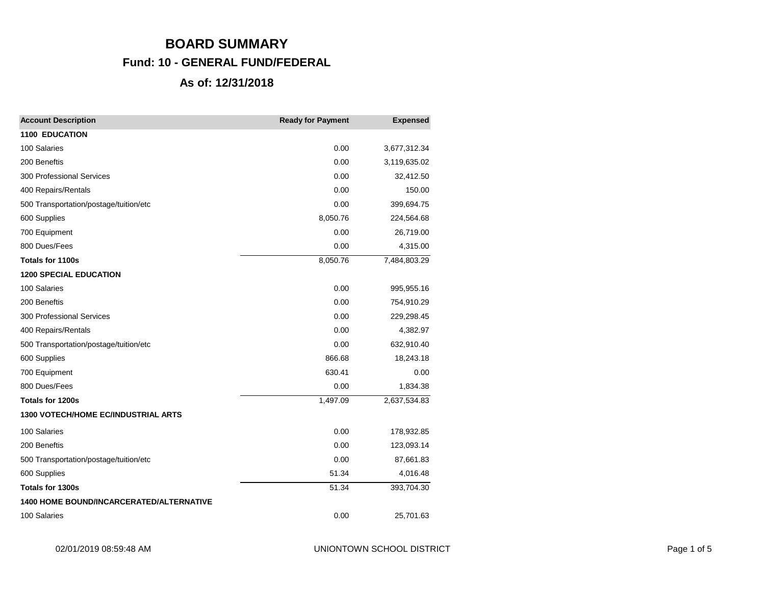# BOARD SUMMARY

## Fund: 10 - GENERAL FUND/FEDERAL

## As of: 12/31/2018

| Account Description | Ready for Payment | Expensed |
|---|---|---|
| **1100 EDUCATION** | | |
| 100 Salaries | 0.00 | 3,677,312.34 |
| 200 Beneftis | 0.00 | 3,119,635.02 |
| 300 Professional Services | 0.00 | 32,412.50 |
| 400 Repairs/Rentals | 0.00 | 150.00 |
| 500 Transportation/postage/tuition/etc | 0.00 | 399,694.75 |
| 600 Supplies | 8,050.76 | 224,564.68 |
| 700 Equipment | 0.00 | 26,719.00 |
| 800 Dues/Fees | 0.00 | 4,315.00 |
| **Totals for 1100s** | 8,050.76 | 7,484,803.29 |
| **1200 SPECIAL EDUCATION** | | |
| 100 Salaries | 0.00 | 995,955.16 |
| 200 Beneftis | 0.00 | 754,910.29 |
| 300 Professional Services | 0.00 | 229,298.45 |
| 400 Repairs/Rentals | 0.00 | 4,382.97 |
| 500 Transportation/postage/tuition/etc | 0.00 | 632,910.40 |
| 600 Supplies | 866.68 | 18,243.18 |
| 700 Equipment | 630.41 | 0.00 |
| 800 Dues/Fees | 0.00 | 1,834.38 |
| **Totals for 1200s** | 1,497.09 | 2,637,534.83 |
| **1300 VOTECH/HOME EC/INDUSTRIAL ARTS** | | |
| 100 Salaries | 0.00 | 178,932.85 |
| 200 Beneftis | 0.00 | 123,093.14 |
| 500 Transportation/postage/tuition/etc | 0.00 | 87,661.83 |
| 600 Supplies | 51.34 | 4,016.48 |
| **Totals for 1300s** | 51.34 | 393,704.30 |
| **1400 HOME BOUND/INCARCERATED/ALTERNATIVE** | | |
| 100 Salaries | 0.00 | 25,701.63 |

02/01/2019 08:59:48 AM UNIONTOWN SCHOOL DISTRICT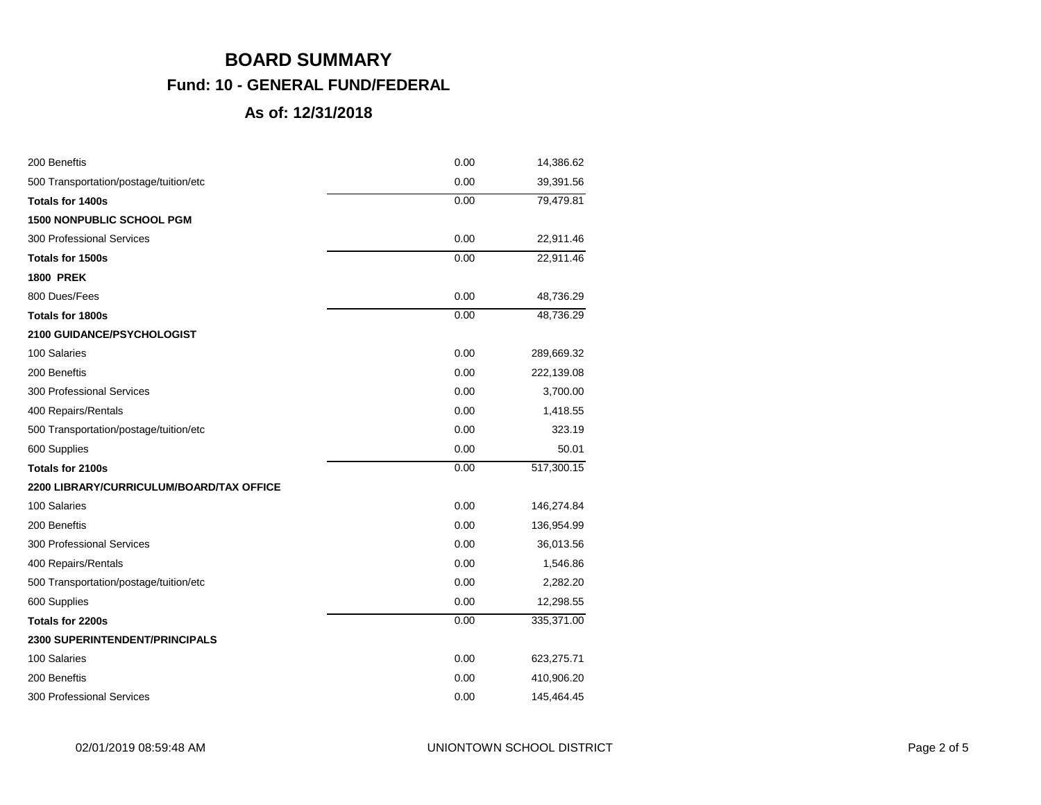# BOARD SUMMARY

## Fund: 10 - GENERAL FUND/FEDERAL

## As of: 12/31/2018

| | | |
|---|---|---|
| 200 Beneftis | 0.00 | 14,386.62 |
| 500 Transportation/postage/tuition/etc | 0.00 | 39,391.56 |
| **Totals for 1400s** | 0.00 | 79,479.81 |
| **1500 NONPUBLIC SCHOOL PGM** | | |
| 300 Professional Services | 0.00 | 22,911.46 |
| **Totals for 1500s** | 0.00 | 22,911.46 |
| **1800 PREK** | | |
| 800 Dues/Fees | 0.00 | 48,736.29 |
| **Totals for 1800s** | 0.00 | 48,736.29 |
| **2100 GUIDANCE/PSYCHOLOGIST** | | |
| 100 Salaries | 0.00 | 289,669.32 |
| 200 Beneftis | 0.00 | 222,139.08 |
| 300 Professional Services | 0.00 | 3,700.00 |
| 400 Repairs/Rentals | 0.00 | 1,418.55 |
| 500 Transportation/postage/tuition/etc | 0.00 | 323.19 |
| 600 Supplies | 0.00 | 50.01 |
| **Totals for 2100s** | 0.00 | 517,300.15 |
| **2200 LIBRARY/CURRICULUM/BOARD/TAX OFFICE** | | |
| 100 Salaries | 0.00 | 146,274.84 |
| 200 Beneftis | 0.00 | 136,954.99 |
| 300 Professional Services | 0.00 | 36,013.56 |
| 400 Repairs/Rentals | 0.00 | 1,546.86 |
| 500 Transportation/postage/tuition/etc | 0.00 | 2,282.20 |
| 600 Supplies | 0.00 | 12,298.55 |
| **Totals for 2200s** | 0.00 | 335,371.00 |
| **2300 SUPERINTENDENT/PRINCIPALS** | | |
| 100 Salaries | 0.00 | 623,275.71 |
| 200 Beneftis | 0.00 | 410,906.20 |
| 300 Professional Services | 0.00 | 145,464.45 |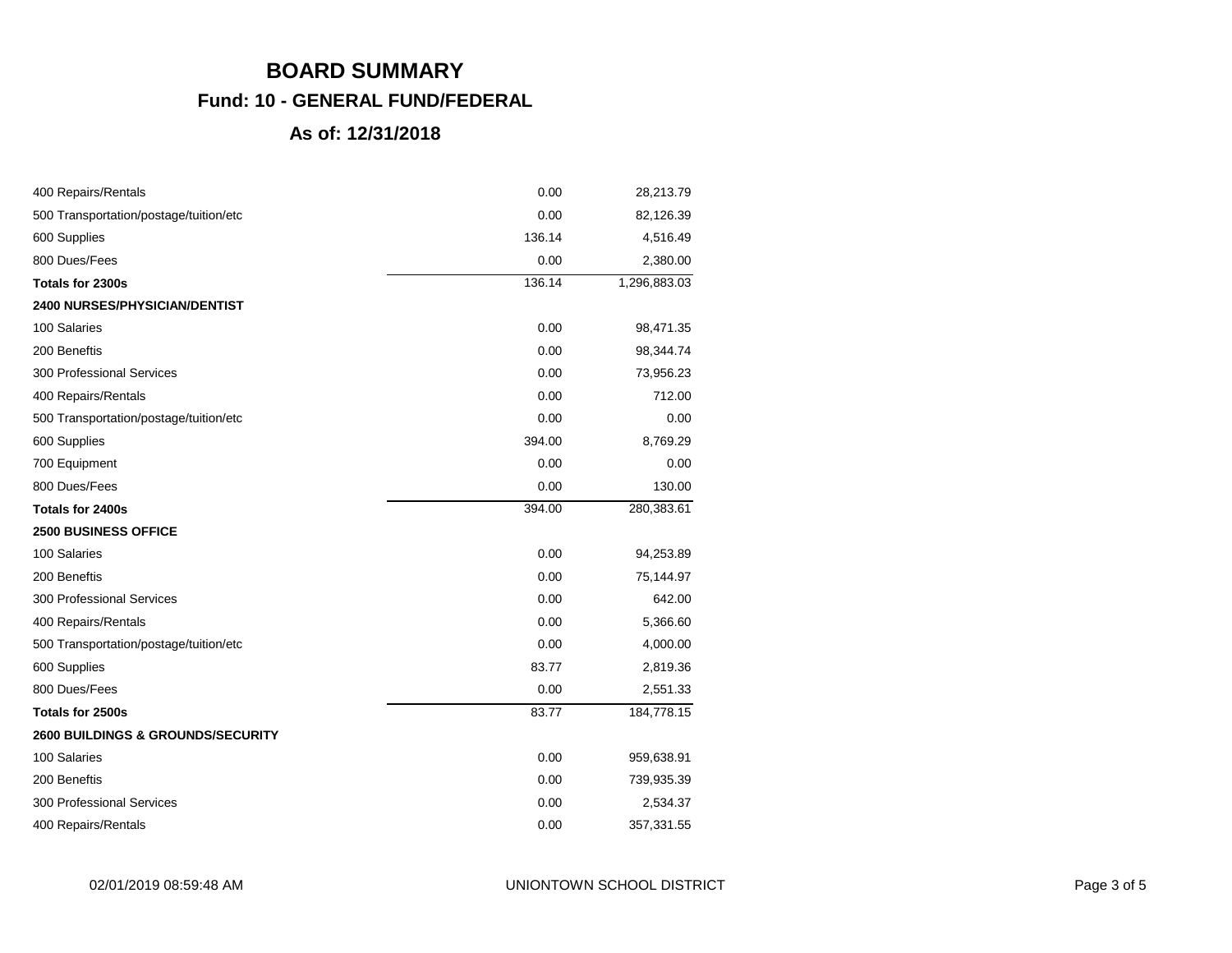# BOARD SUMMARY

## Fund: 10 - GENERAL FUND/FEDERAL

## As of: 12/31/2018

| | | |
|---|---|---|
| 400 Repairs/Rentals | 0.00 | 28,213.79 |
| 500 Transportation/postage/tuition/etc | 0.00 | 82,126.39 |
| 600 Supplies | 136.14 | 4,516.49 |
| 800 Dues/Fees | 0.00 | 2,380.00 |
| **Totals for 2300s** | 136.14 | 1,296,883.03 |
| **2400 NURSES/PHYSICIAN/DENTIST** | | |
| 100 Salaries | 0.00 | 98,471.35 |
| 200 Beneftis | 0.00 | 98,344.74 |
| 300 Professional Services | 0.00 | 73,956.23 |
| 400 Repairs/Rentals | 0.00 | 712.00 |
| 500 Transportation/postage/tuition/etc | 0.00 | 0.00 |
| 600 Supplies | 394.00 | 8,769.29 |
| 700 Equipment | 0.00 | 0.00 |
| 800 Dues/Fees | 0.00 | 130.00 |
| **Totals for 2400s** | 394.00 | 280,383.61 |
| **2500 BUSINESS OFFICE** | | |
| 100 Salaries | 0.00 | 94,253.89 |
| 200 Beneftis | 0.00 | 75,144.97 |
| 300 Professional Services | 0.00 | 642.00 |
| 400 Repairs/Rentals | 0.00 | 5,366.60 |
| 500 Transportation/postage/tuition/etc | 0.00 | 4,000.00 |
| 600 Supplies | 83.77 | 2,819.36 |
| 800 Dues/Fees | 0.00 | 2,551.33 |
| **Totals for 2500s** | 83.77 | 184,778.15 |
| **2600 BUILDINGS & GROUNDS/SECURITY** | | |
| 100 Salaries | 0.00 | 959,638.91 |
| 200 Beneftis | 0.00 | 739,935.39 |
| 300 Professional Services | 0.00 | 2,534.37 |
| 400 Repairs/Rentals | 0.00 | 357,331.55 |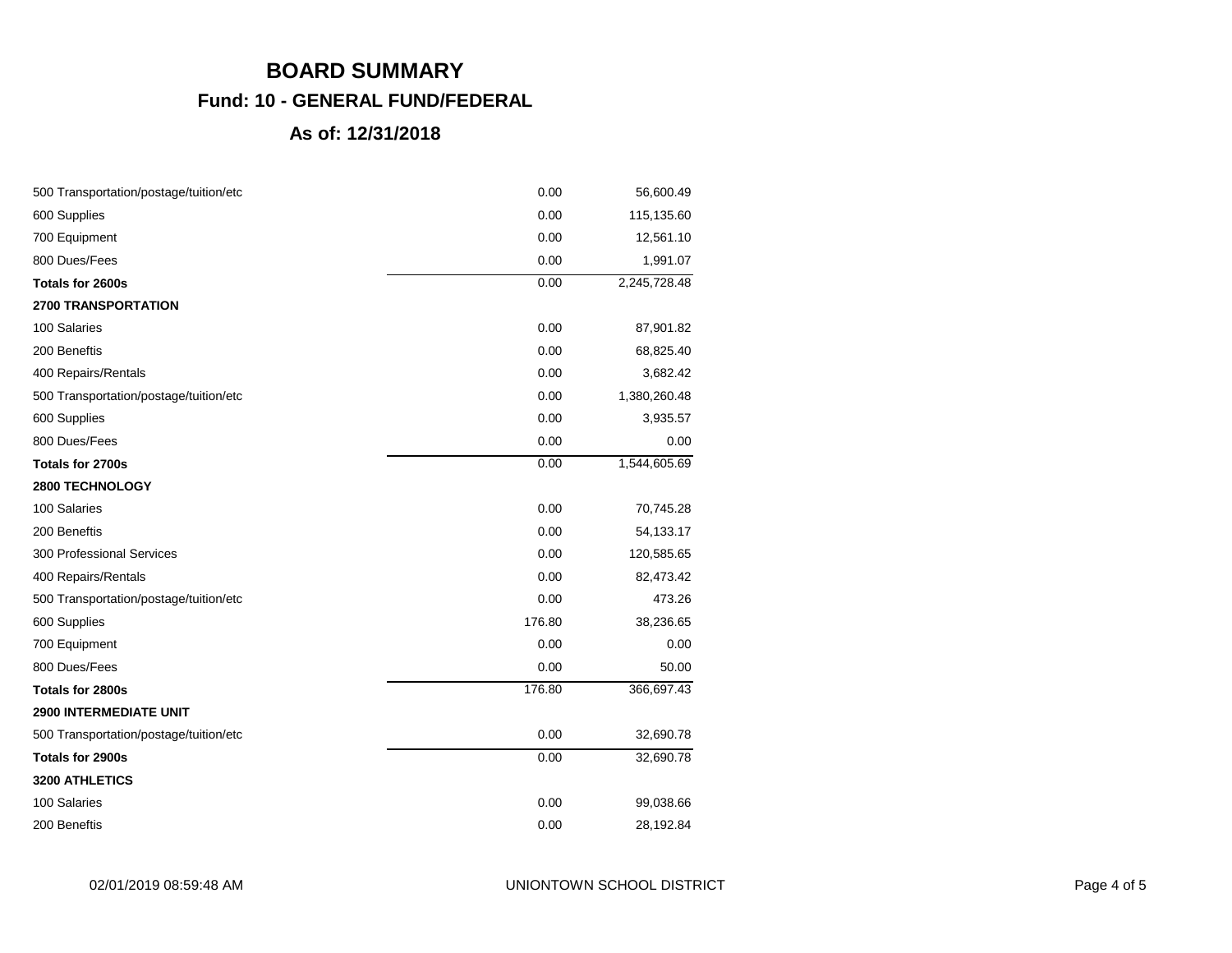# BOARD SUMMARY

## Fund: 10 - GENERAL FUND/FEDERAL

## As of: 12/31/2018

| | | |
|---|---|---|
| 500 Transportation/postage/tuition/etc | 0.00 | 56,600.49 |
| 600 Supplies | 0.00 | 115,135.60 |
| 700 Equipment | 0.00 | 12,561.10 |
| 800 Dues/Fees | 0.00 | 1,991.07 |
| **Totals for 2600s** | 0.00 | 2,245,728.48 |
| **2700 TRANSPORTATION** | | |
| 100 Salaries | 0.00 | 87,901.82 |
| 200 Beneftis | 0.00 | 68,825.40 |
| 400 Repairs/Rentals | 0.00 | 3,682.42 |
| 500 Transportation/postage/tuition/etc | 0.00 | 1,380,260.48 |
| 600 Supplies | 0.00 | 3,935.57 |
| 800 Dues/Fees | 0.00 | 0.00 |
| **Totals for 2700s** | 0.00 | 1,544,605.69 |
| **2800 TECHNOLOGY** | | |
| 100 Salaries | 0.00 | 70,745.28 |
| 200 Beneftis | 0.00 | 54,133.17 |
| 300 Professional Services | 0.00 | 120,585.65 |
| 400 Repairs/Rentals | 0.00 | 82,473.42 |
| 500 Transportation/postage/tuition/etc | 0.00 | 473.26 |
| 600 Supplies | 176.80 | 38,236.65 |
| 700 Equipment | 0.00 | 0.00 |
| 800 Dues/Fees | 0.00 | 50.00 |
| **Totals for 2800s** | 176.80 | 366,697.43 |
| **2900 INTERMEDIATE UNIT** | | |
| 500 Transportation/postage/tuition/etc | 0.00 | 32,690.78 |
| **Totals for 2900s** | 0.00 | 32,690.78 |
| **3200 ATHLETICS** | | |
| 100 Salaries | 0.00 | 99,038.66 |
| 200 Beneftis | 0.00 | 28,192.84 |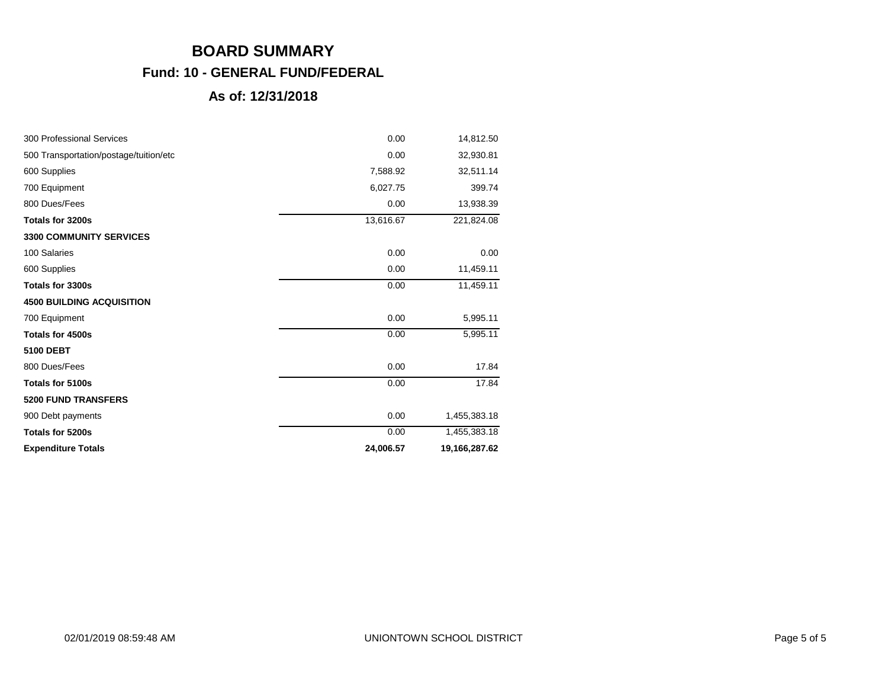# BOARD SUMMARY

## Fund: 10 - GENERAL FUND/FEDERAL

## As of: 12/31/2018

| | | |
|---|---|---|
| 300 Professional Services | 0.00 | 14,812.50 |
| 500 Transportation/postage/tuition/etc | 0.00 | 32,930.81 |
| 600 Supplies | 7,588.92 | 32,511.14 |
| 700 Equipment | 6,027.75 | 399.74 |
| 800 Dues/Fees | 0.00 | 13,938.39 |
| **Totals for 3200s** | 13,616.67 | 221,824.08 |
| **3300 COMMUNITY SERVICES** | | |
| 100 Salaries | 0.00 | 0.00 |
| 600 Supplies | 0.00 | 11,459.11 |
| **Totals for 3300s** | 0.00 | 11,459.11 |
| **4500 BUILDING ACQUISITION** | | |
| 700 Equipment | 0.00 | 5,995.11 |
| **Totals for 4500s** | 0.00 | 5,995.11 |
| **5100 DEBT** | | |
| 800 Dues/Fees | 0.00 | 17.84 |
| **Totals for 5100s** | 0.00 | 17.84 |
| **5200 FUND TRANSFERS** | | |
| 900 Debt payments | 0.00 | 1,455,383.18 |
| **Totals for 5200s** | 0.00 | 1,455,383.18 |
| **Expenditure Totals** | **24,006.57** | **19,166,287.62** |

02/01/2019 08:59:48 AM UNIONTOWN SCHOOL DISTRICT